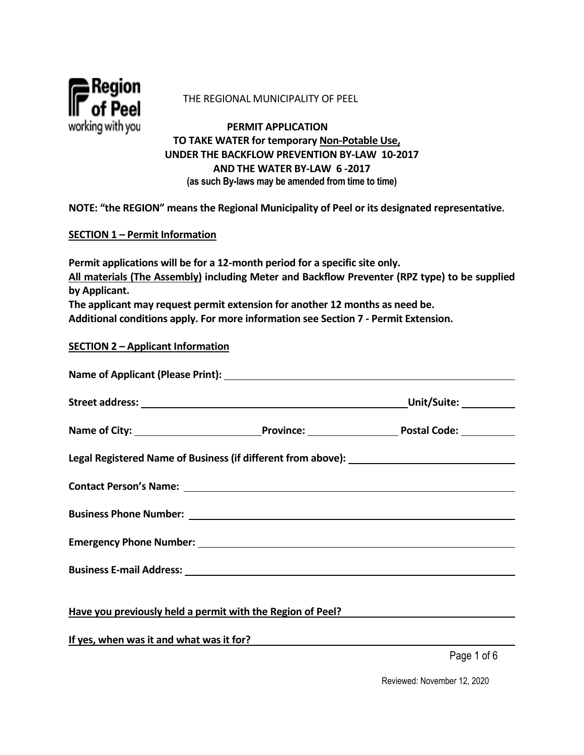THE REGIONAL MUNICIPALITY OF PEEL

# PERMIT APPLICATION
## TO TAKE WATER for temporary <u>Non-Potable Use,</u> UNDER THE BACKFLOW PREVENTION BY-LAW 10-2017 AND THE WATER BY-LAW 6 -2017

**(as such By-laws may be amended from time to time)**

**NOTE: "the REGION" means the Regional Municipality of Peel or its designated representative.**

## <u>SECTION 1 – Permit Information</u>

**Permit applications will be for a 12-month period for a specific site only.**
**<u>All materials (The Assembly)</u> including Meter and Backflow Preventer (RPZ type) to be supplied by Applicant.**
**The applicant may request permit extension for another 12 months as need be.**
**Additional conditions apply. For more information see Section 7 - Permit Extension.**

## <u>SECTION 2 – Applicant Information</u>

**Name of Applicant (Please Print):** ____________________

**Street address:** ____________________ **Unit/Suite:** __________

**Name of City:** __________ **Province:** __________ **Postal Code:** __________

**Legal Registered Name of Business (if different from above):** ____________________

**Contact Person's Name:** ____________________

**Business Phone Number:** ____________________

**Emergency Phone Number:** ____________________

**Business E-mail Address:** ____________________

**<u>Have you previously held a permit with the Region of Peel?</u>** ____________________

**<u>If yes, when was it and what was it for?</u>** ____________________

Reviewed: November 12, 2020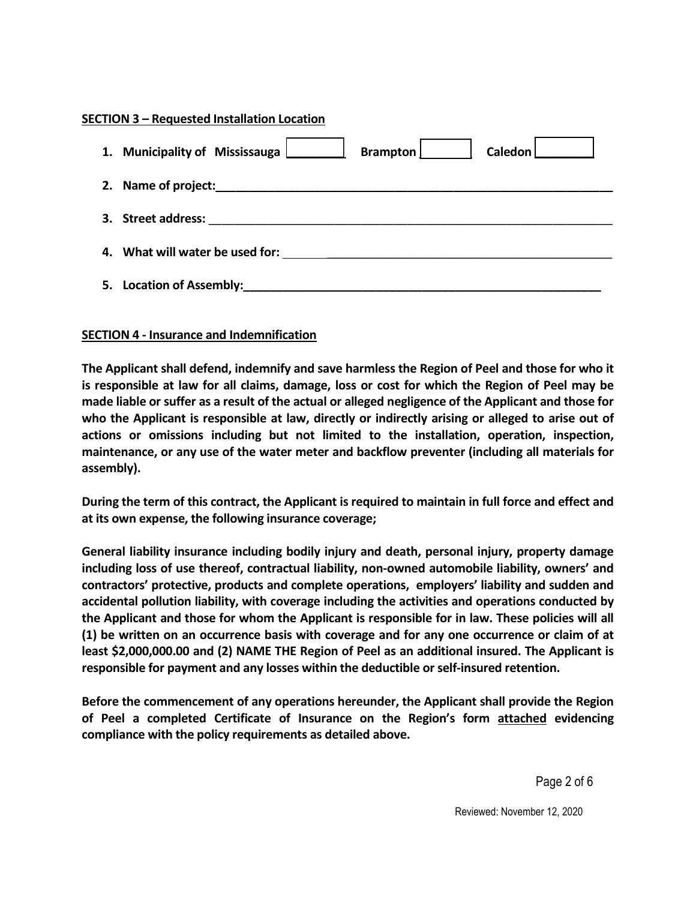**SECTION 3 – Requested Installation Location**

1. **Municipality of Mississauga** ☐ **Brampton** ☐ **Caledon** ☐
2. **Name of project:**\_\_\_\_\_\_\_\_\_\_\_\_\_\_\_\_\_\_\_\_\_\_\_\_\_\_\_\_\_\_\_\_\_\_\_\_\_\_\_\_\_\_\_\_
3. **Street address:** \_\_\_\_\_\_\_\_\_\_\_\_\_\_\_\_\_\_\_\_\_\_\_\_\_\_\_\_\_\_\_\_\_\_\_\_\_\_\_\_\_\_\_\_
4. **What will water be used for:** \_\_\_\_\_\_\_\_\_\_\_\_\_\_\_\_\_\_\_\_\_\_\_\_\_\_\_\_\_\_\_\_\_\_\_\_
5. **Location of Assembly:**\_\_\_\_\_\_\_\_\_\_\_\_\_\_\_\_\_\_\_\_\_\_\_\_\_\_\_\_\_\_\_\_\_\_\_\_\_\_\_\_\_

**SECTION 4 - Insurance and Indemnification**

**The Applicant shall defend, indemnify and save harmless the Region of Peel and those for who it is responsible at law for all claims, damage, loss or cost for which the Region of Peel may be made liable or suffer as a result of the actual or alleged negligence of the Applicant and those for who the Applicant is responsible at law, directly or indirectly arising or alleged to arise out of actions or omissions including but not limited to the installation, operation, inspection, maintenance, or any use of the water meter and backflow preventer (including all materials for assembly).**

**During the term of this contract, the Applicant is required to maintain in full force and effect and at its own expense, the following insurance coverage;**

**General liability insurance including bodily injury and death, personal injury, property damage including loss of use thereof, contractual liability, non-owned automobile liability, owners' and contractors' protective, products and complete operations, employers' liability and sudden and accidental pollution liability, with coverage including the activities and operations conducted by the Applicant and those for whom the Applicant is responsible for in law. These policies will all (1) be written on an occurrence basis with coverage and for any one occurrence or claim of at least $2,000,000.00 and (2) NAME THE Region of Peel as an additional insured. The Applicant is responsible for payment and any losses within the deductible or self-insured retention.**

**Before the commencement of any operations hereunder, the Applicant shall provide the Region of Peel a completed Certificate of Insurance on the Region's form <u>attached</u> evidencing compliance with the policy requirements as detailed above.**

Reviewed: November 12, 2020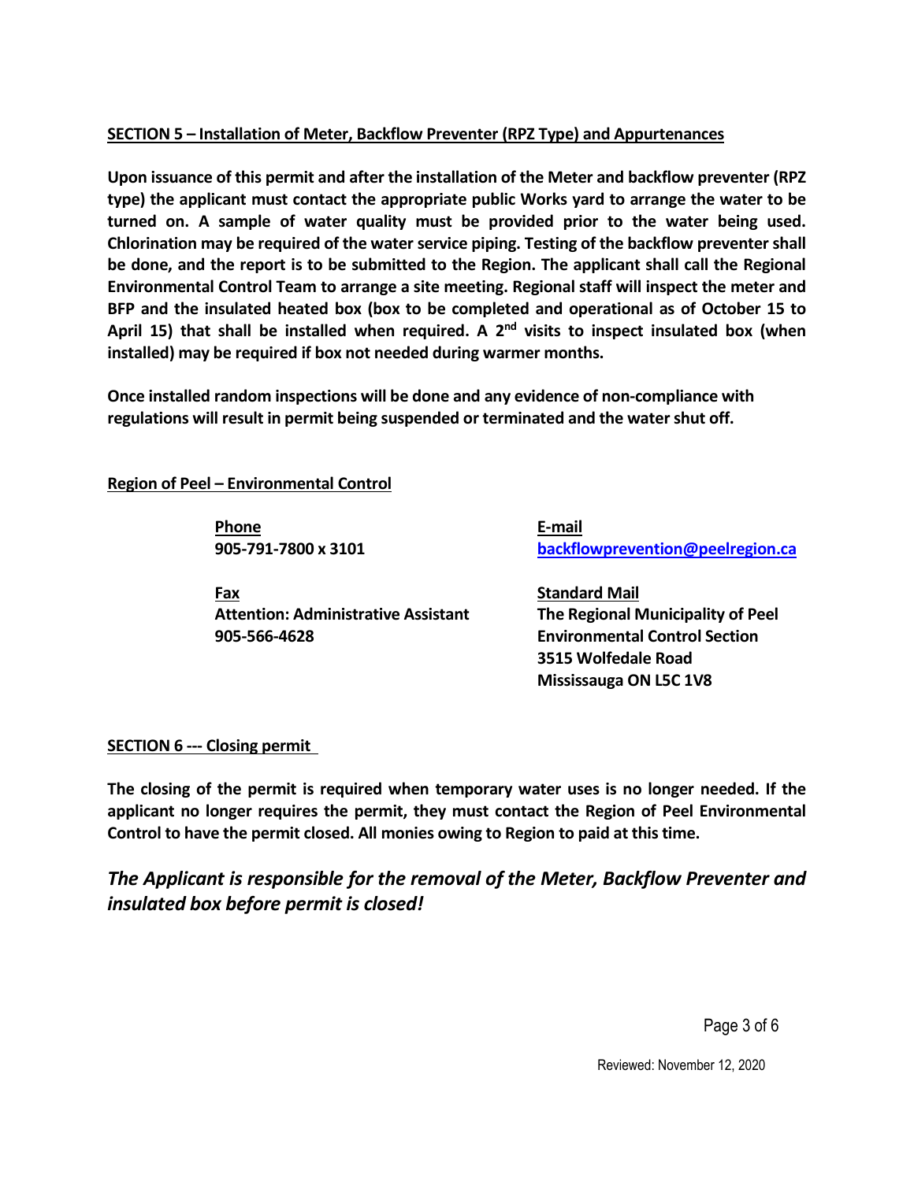**SECTION 5 – Installation of Meter, Backflow Preventer (RPZ Type) and Appurtenances**

**Upon issuance of this permit and after the installation of the Meter and backflow preventer (RPZ type) the applicant must contact the appropriate public Works yard to arrange the water to be turned on. A sample of water quality must be provided prior to the water being used. Chlorination may be required of the water service piping. Testing of the backflow preventer shall be done, and the report is to be submitted to the Region. The applicant shall call the Regional Environmental Control Team to arrange a site meeting. Regional staff will inspect the meter and BFP and the insulated heated box (box to be completed and operational as of October 15 to April 15) that shall be installed when required. A 2nd visits to inspect insulated box (when installed) may be required if box not needed during warmer months.**

**Once installed random inspections will be done and any evidence of non-compliance with regulations will result in permit being suspended or terminated and the water shut off.**

**Region of Peel – Environmental Control**

**Phone**
**905-791-7800 x 3101**

**E-mail**
**backflowprevention@peelregion.ca**

**Fax**
**Attention: Administrative Assistant**
**905-566-4628**

**Standard Mail**
**The Regional Municipality of Peel**
**Environmental Control Section**
**3515 Wolfedale Road**
**Mississauga ON L5C 1V8**

**SECTION 6 --- Closing permit**

**The closing of the permit is required when temporary water uses is no longer needed. If the applicant no longer requires the permit, they must contact the Region of Peel Environmental Control to have the permit closed. All monies owing to Region to paid at this time.**

***The Applicant is responsible for the removal of the Meter, Backflow Preventer and insulated box before permit is closed!***

Reviewed: November 12, 2020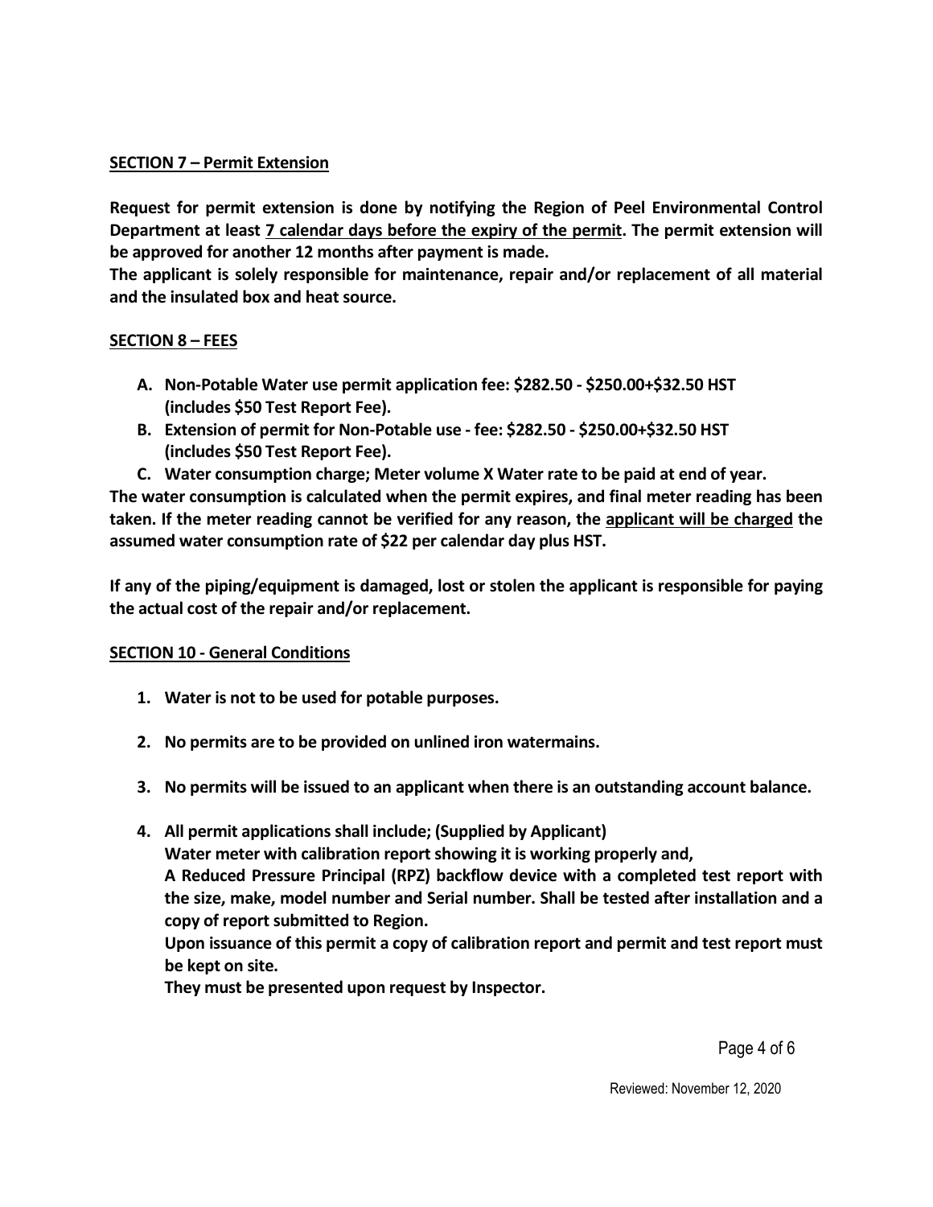## SECTION 7 – Permit Extension

**Request for permit extension is done by notifying the Region of Peel Environmental Control Department at least 7 calendar days before the expiry of the permit. The permit extension will be approved for another 12 months after payment is made.**

**The applicant is solely responsible for maintenance, repair and/or replacement of all material and the insulated box and heat source.**

## SECTION 8 – FEES

**A. Non-Potable Water use permit application fee: $282.50 - $250.00+$32.50 HST (includes $50 Test Report Fee).**

**B. Extension of permit for Non-Potable use - fee: $282.50 - $250.00+$32.50 HST (includes $50 Test Report Fee).**

**C. Water consumption charge; Meter volume X Water rate to be paid at end of year.**

**The water consumption is calculated when the permit expires, and final meter reading has been taken. If the meter reading cannot be verified for any reason, the applicant will be charged the assumed water consumption rate of $22 per calendar day plus HST.**

**If any of the piping/equipment is damaged, lost or stolen the applicant is responsible for paying the actual cost of the repair and/or replacement.**

## SECTION 10 - General Conditions

1. **Water is not to be used for potable purposes.**

2. **No permits are to be provided on unlined iron watermains.**

3. **No permits will be issued to an applicant when there is an outstanding account balance.**

4. **All permit applications shall include; (Supplied by Applicant)**
   **Water meter with calibration report showing it is working properly and,**
   **A Reduced Pressure Principal (RPZ) backflow device with a completed test report with the size, make, model number and Serial number. Shall be tested after installation and a copy of report submitted to Region.**
   **Upon issuance of this permit a copy of calibration report and permit and test report must be kept on site.**
   **They must be presented upon request by Inspector.**

Reviewed: November 12, 2020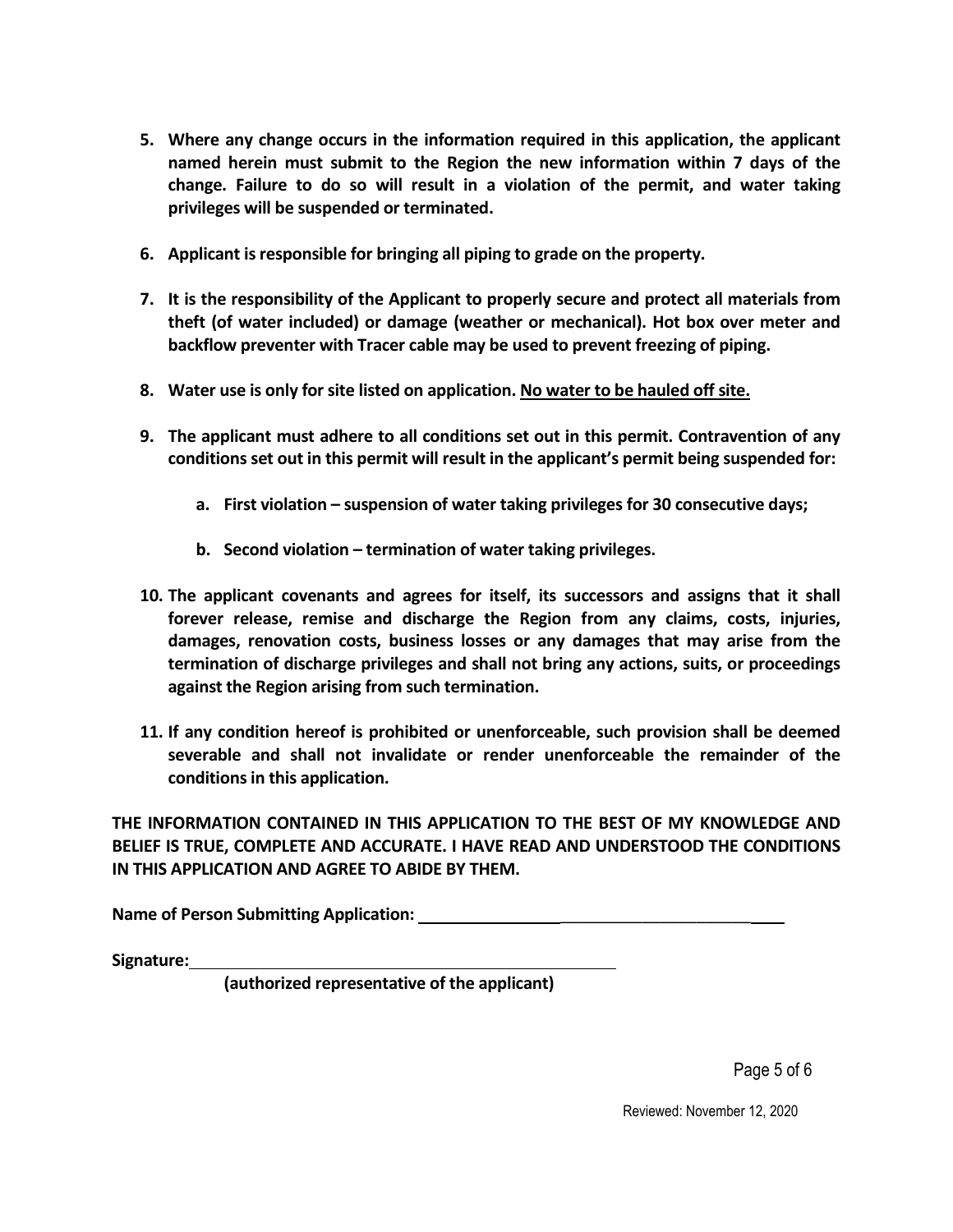5. **Where any change occurs in the information required in this application, the applicant named herein must submit to the Region the new information within 7 days of the change. Failure to do so will result in a violation of the permit, and water taking privileges will be suspended or terminated.**

6. **Applicant is responsible for bringing all piping to grade on the property.**

7. **It is the responsibility of the Applicant to properly secure and protect all materials from theft (of water included) or damage (weather or mechanical). Hot box over meter and backflow preventer with Tracer cable may be used to prevent freezing of piping.**

8. **Water use is only for site listed on application. <u>No water to be hauled off site.</u>**

9. **The applicant must adhere to all conditions set out in this permit. Contravention of any conditions set out in this permit will result in the applicant's permit being suspended for:**

   a. **First violation – suspension of water taking privileges for 30 consecutive days;**

   b. **Second violation – termination of water taking privileges.**

10. **The applicant covenants and agrees for itself, its successors and assigns that it shall forever release, remise and discharge the Region from any claims, costs, injuries, damages, renovation costs, business losses or any damages that may arise from the termination of discharge privileges and shall not bring any actions, suits, or proceedings against the Region arising from such termination.**

11. **If any condition hereof is prohibited or unenforceable, such provision shall be deemed severable and shall not invalidate or render unenforceable the remainder of the conditions in this application.**

**THE INFORMATION CONTAINED IN THIS APPLICATION TO THE BEST OF MY KNOWLEDGE AND BELIEF IS TRUE, COMPLETE AND ACCURATE. I HAVE READ AND UNDERSTOOD THE CONDITIONS IN THIS APPLICATION AND AGREE TO ABIDE BY THEM.**

**Name of Person Submitting Application:** ______________________________

**Signature:** ______________________________

**(authorized representative of the applicant)**

Reviewed: November 12, 2020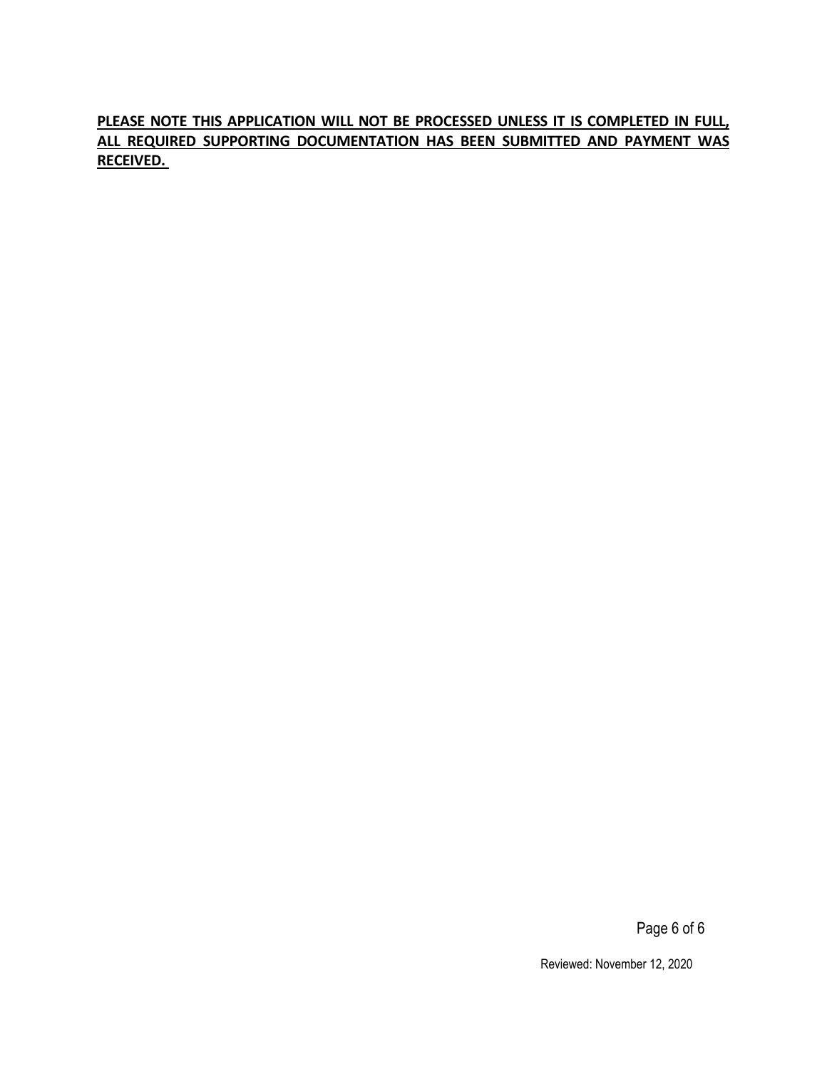**PLEASE NOTE THIS APPLICATION WILL NOT BE PROCESSED UNLESS IT IS COMPLETED IN FULL, ALL REQUIRED SUPPORTING DOCUMENTATION HAS BEEN SUBMITTED AND PAYMENT WAS RECEIVED.**

Reviewed: November 12, 2020